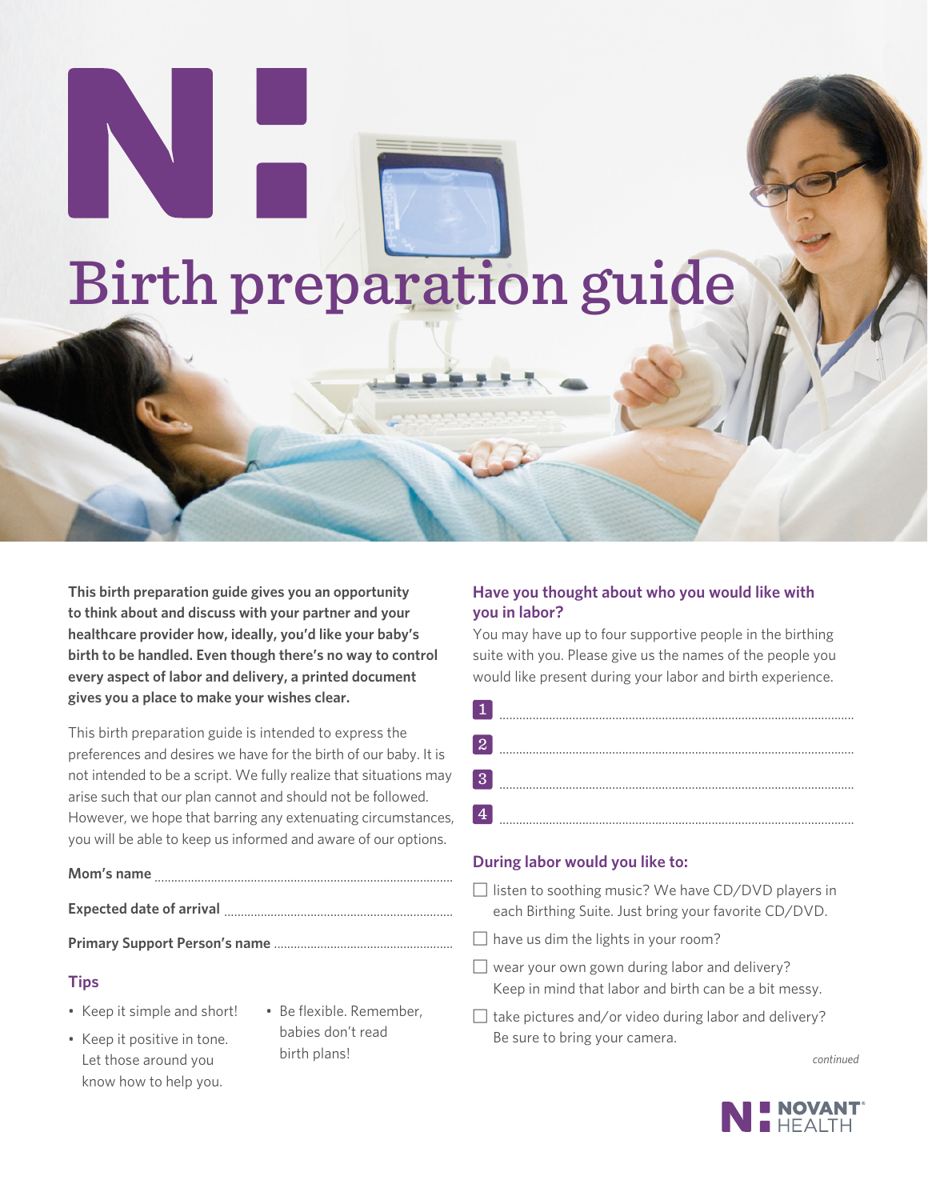# Birth preparation guide

**This birth preparation guide gives you an opportunity to think about and discuss with your partner and your healthcare provider how, ideally, you'd like your baby's birth to be handled. Even though there's no way to control every aspect of labor and delivery, a printed document gives you a place to make your wishes clear.**

This birth preparation guide is intended to express the preferences and desires we have for the birth of our baby. It is not intended to be a script. We fully realize that situations may arise such that our plan cannot and should not be followed. However, we hope that barring any extenuating circumstances, you will be able to keep us informed and aware of our options.

**Mom's name** ..........................................................................................

**Expected date of arrival** ....................................................................

**Primary Support Person's name** ......................................................

## Tips

- Keep it simple and short!
- Keep it positive in tone. Let those around you know how to help you.
- Be flexible. Remember, babies don't read birth plans!

## Have you thought about who you would like with you in labor?

You may have up to four supportive people in the birthing suite with you. Please give us the names of the people you would like present during your labor and birth experience.

1. ..........................................................................................
2. ..........................................................................................
3. ..........................................................................................
4. ..........................................................................................

## During labor would you like to:

- ☐ listen to soothing music? We have CD/DVD players in each Birthing Suite. Just bring your favorite CD/DVD.
- ☐ have us dim the lights in your room?
- ☐ wear your own gown during labor and delivery? Keep in mind that labor and birth can be a bit messy.
- ☐ take pictures and/or video during labor and delivery? Be sure to bring your camera.

*continued*

NOVANT HEALTH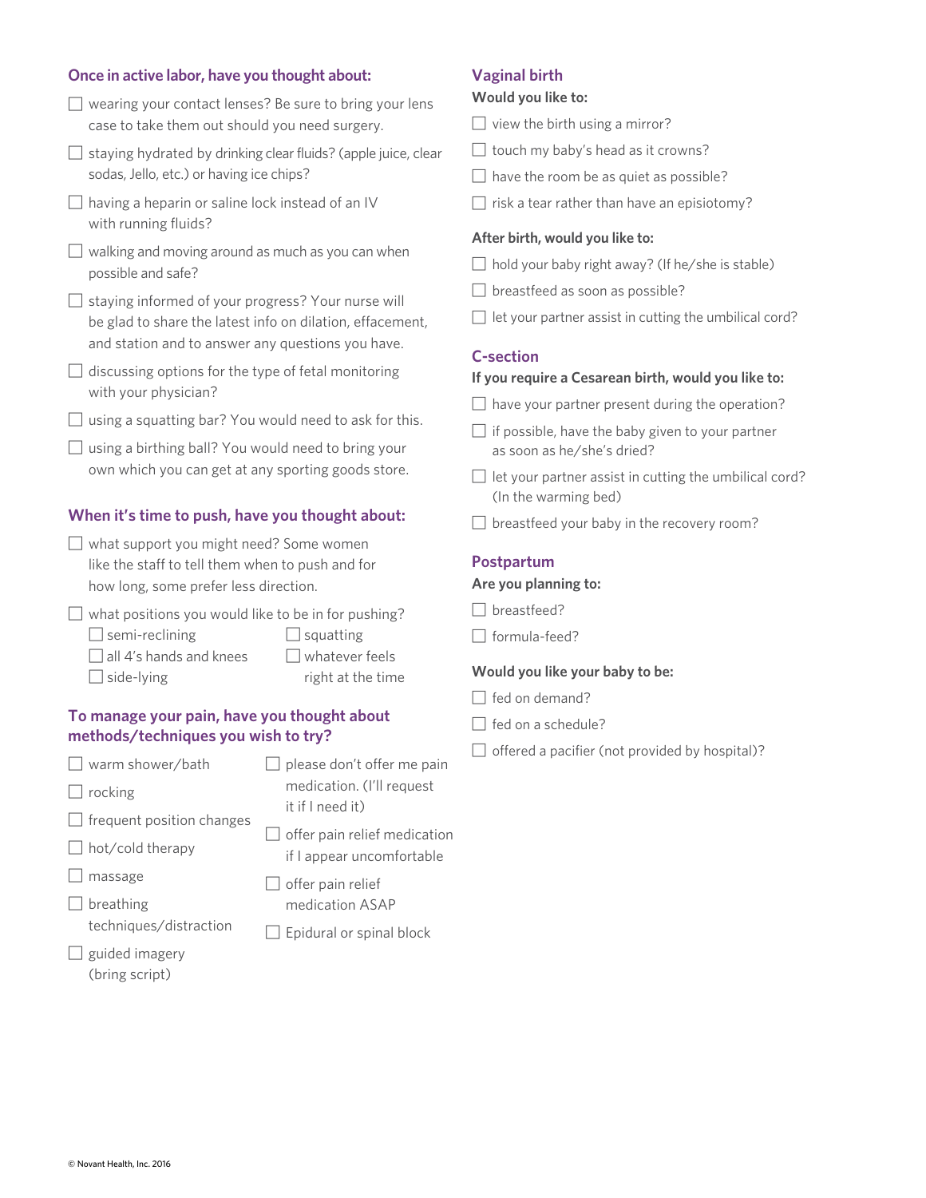## Once in active labor, have you thought about:

- [ ] wearing your contact lenses? Be sure to bring your lens case to take them out should you need surgery.
- [ ] staying hydrated by drinking clear fluids? (apple juice, clear sodas, Jello, etc.) or having ice chips?
- [ ] having a heparin or saline lock instead of an IV with running fluids?
- [ ] walking and moving around as much as you can when possible and safe?
- [ ] staying informed of your progress? Your nurse will be glad to share the latest info on dilation, effacement, and station and to answer any questions you have.
- [ ] discussing options for the type of fetal monitoring with your physician?
- [ ] using a squatting bar? You would need to ask for this.
- [ ] using a birthing ball? You would need to bring your own which you can get at any sporting goods store.

## When it's time to push, have you thought about:

- [ ] what support you might need? Some women like the staff to tell them when to push and for how long, some prefer less direction.
- [ ] what positions you would like to be in for pushing?
  - [ ] semi-reclining
  - [ ] all 4's hands and knees
  - [ ] side-lying
  - [ ] squatting
  - [ ] whatever feels right at the time

## To manage your pain, have you thought about methods/techniques you wish to try?

- [ ] warm shower/bath
- [ ] rocking
- [ ] frequent position changes
- [ ] hot/cold therapy
- [ ] massage
- [ ] breathing techniques/distraction
- [ ] guided imagery (bring script)
- [ ] please don't offer me pain medication. (I'll request it if I need it)
- [ ] offer pain relief medication if I appear uncomfortable
- [ ] offer pain relief medication ASAP
- [ ] Epidural or spinal block

## Vaginal birth

**Would you like to:**

- [ ] view the birth using a mirror?
- [ ] touch my baby's head as it crowns?
- [ ] have the room be as quiet as possible?
- [ ] risk a tear rather than have an episiotomy?

**After birth, would you like to:**

- [ ] hold your baby right away? (If he/she is stable)
- [ ] breastfeed as soon as possible?
- [ ] let your partner assist in cutting the umbilical cord?

## C-section

**If you require a Cesarean birth, would you like to:**

- [ ] have your partner present during the operation?
- [ ] if possible, have the baby given to your partner as soon as he/she's dried?
- [ ] let your partner assist in cutting the umbilical cord? (In the warming bed)
- [ ] breastfeed your baby in the recovery room?

## Postpartum

**Are you planning to:**

- [ ] breastfeed?
- [ ] formula-feed?

**Would you like your baby to be:**

- [ ] fed on demand?
- [ ] fed on a schedule?
- [ ] offered a pacifier (not provided by hospital)?

© Novant Health, Inc. 2016